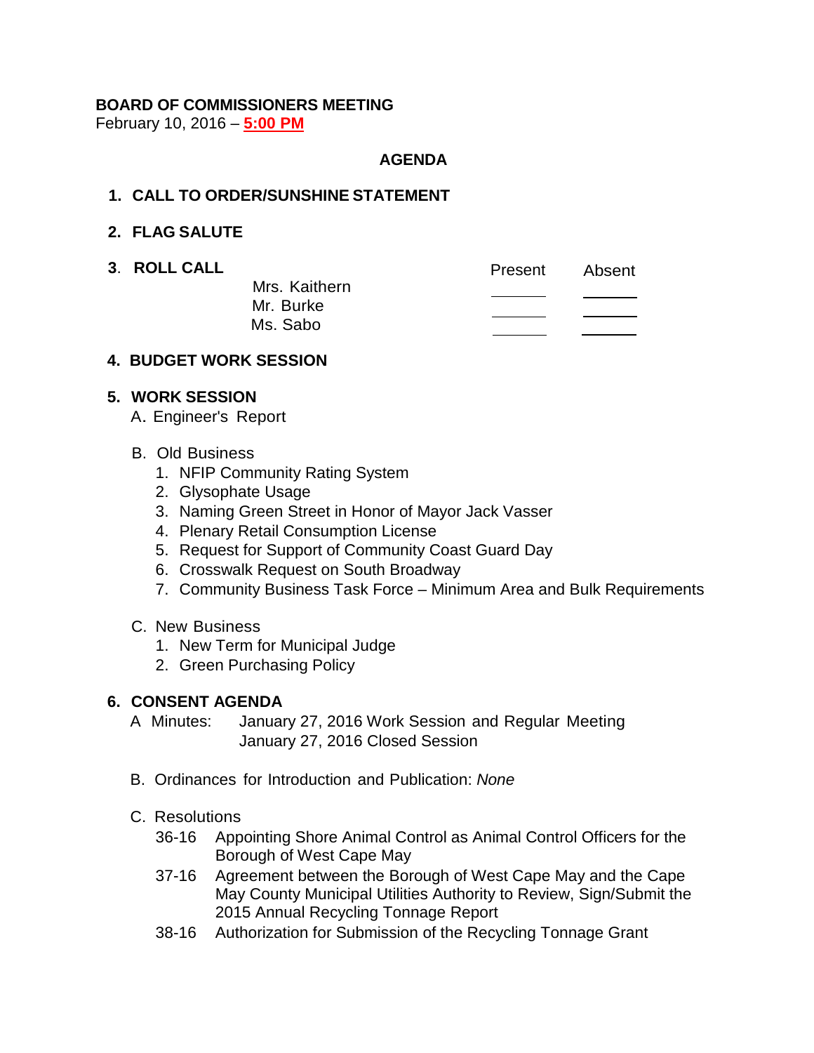**BOARD OF COMMISSIONERS MEETING**
February 10, 2016 – **5:00 PM**

## AGENDA

**1. CALL TO ORDER/SUNSHINE STATEMENT**

**2. FLAG SALUTE**

**3. ROLL CALL**

| | Present | Absent |
|---|---|---|
| Mrs. Kaithern | ______ | ______ |
| Mr. Burke | ______ | ______ |
| Ms. Sabo | ______ | ______ |

**4. BUDGET WORK SESSION**

**5. WORK SESSION**

A. Engineer's Report

B. Old Business
1. NFIP Community Rating System
2. Glysophate Usage
3. Naming Green Street in Honor of Mayor Jack Vasser
4. Plenary Retail Consumption License
5. Request for Support of Community Coast Guard Day
6. Crosswalk Request on South Broadway
7. Community Business Task Force – Minimum Area and Bulk Requirements

C. New Business
1. New Term for Municipal Judge
2. Green Purchasing Policy

**6. CONSENT AGENDA**

A Minutes: January 27, 2016 Work Session and Regular Meeting
January 27, 2016 Closed Session

B. Ordinances for Introduction and Publication: *None*

C. Resolutions

36-16 Appointing Shore Animal Control as Animal Control Officers for the Borough of West Cape May

37-16 Agreement between the Borough of West Cape May and the Cape May County Municipal Utilities Authority to Review, Sign/Submit the 2015 Annual Recycling Tonnage Report

38-16 Authorization for Submission of the Recycling Tonnage Grant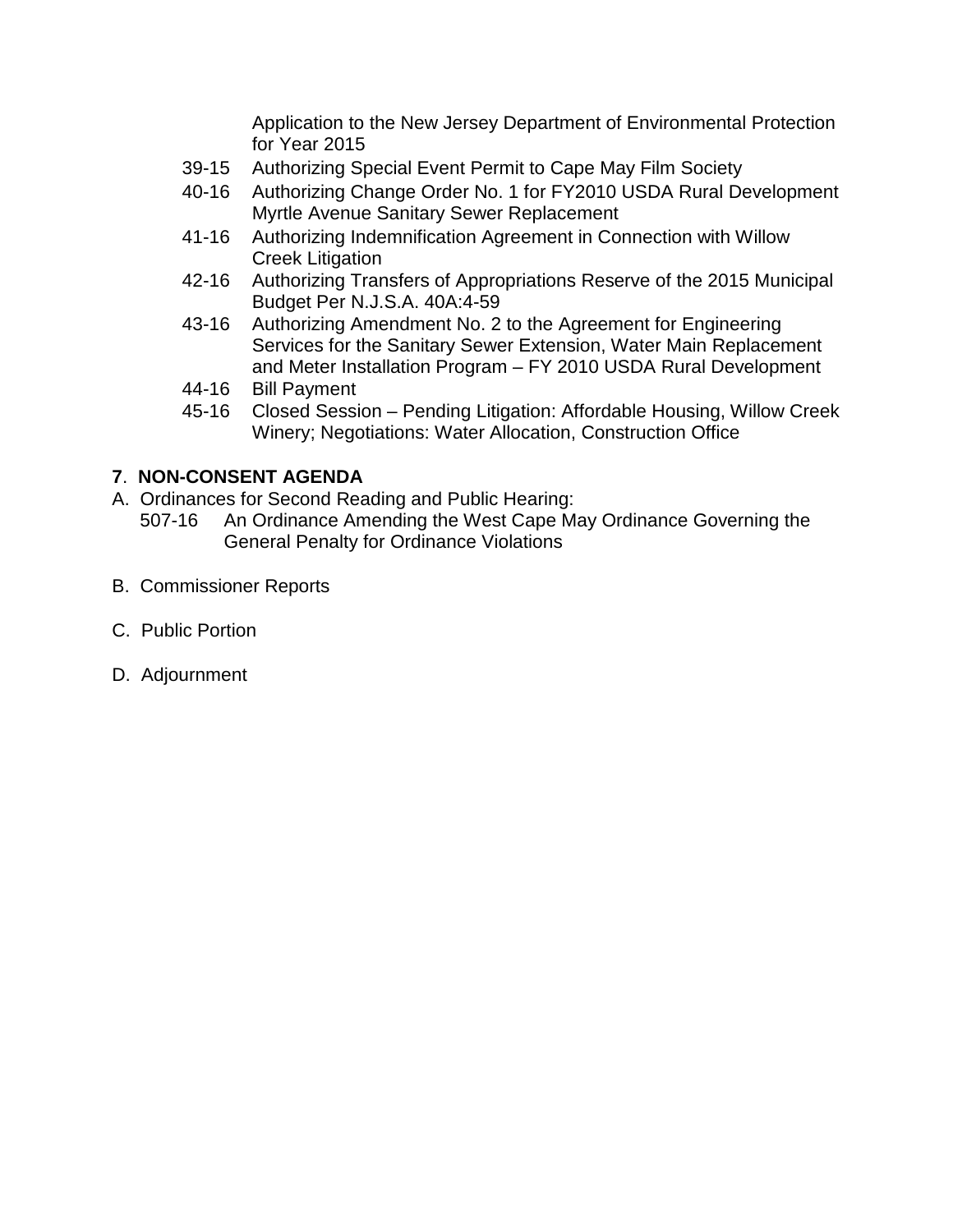Application to the New Jersey Department of Environmental Protection for Year 2015

39-15 Authorizing Special Event Permit to Cape May Film Society

40-16 Authorizing Change Order No. 1 for FY2010 USDA Rural Development Myrtle Avenue Sanitary Sewer Replacement

41-16 Authorizing Indemnification Agreement in Connection with Willow Creek Litigation

42-16 Authorizing Transfers of Appropriations Reserve of the 2015 Municipal Budget Per N.J.S.A. 40A:4-59

43-16 Authorizing Amendment No. 2 to the Agreement for Engineering Services for the Sanitary Sewer Extension, Water Main Replacement and Meter Installation Program – FY 2010 USDA Rural Development

44-16 Bill Payment

45-16 Closed Session – Pending Litigation: Affordable Housing, Willow Creek Winery; Negotiations: Water Allocation, Construction Office

**7. NON-CONSENT AGENDA**

A. Ordinances for Second Reading and Public Hearing:

507-16 An Ordinance Amending the West Cape May Ordinance Governing the General Penalty for Ordinance Violations

B. Commissioner Reports

C. Public Portion

D. Adjournment